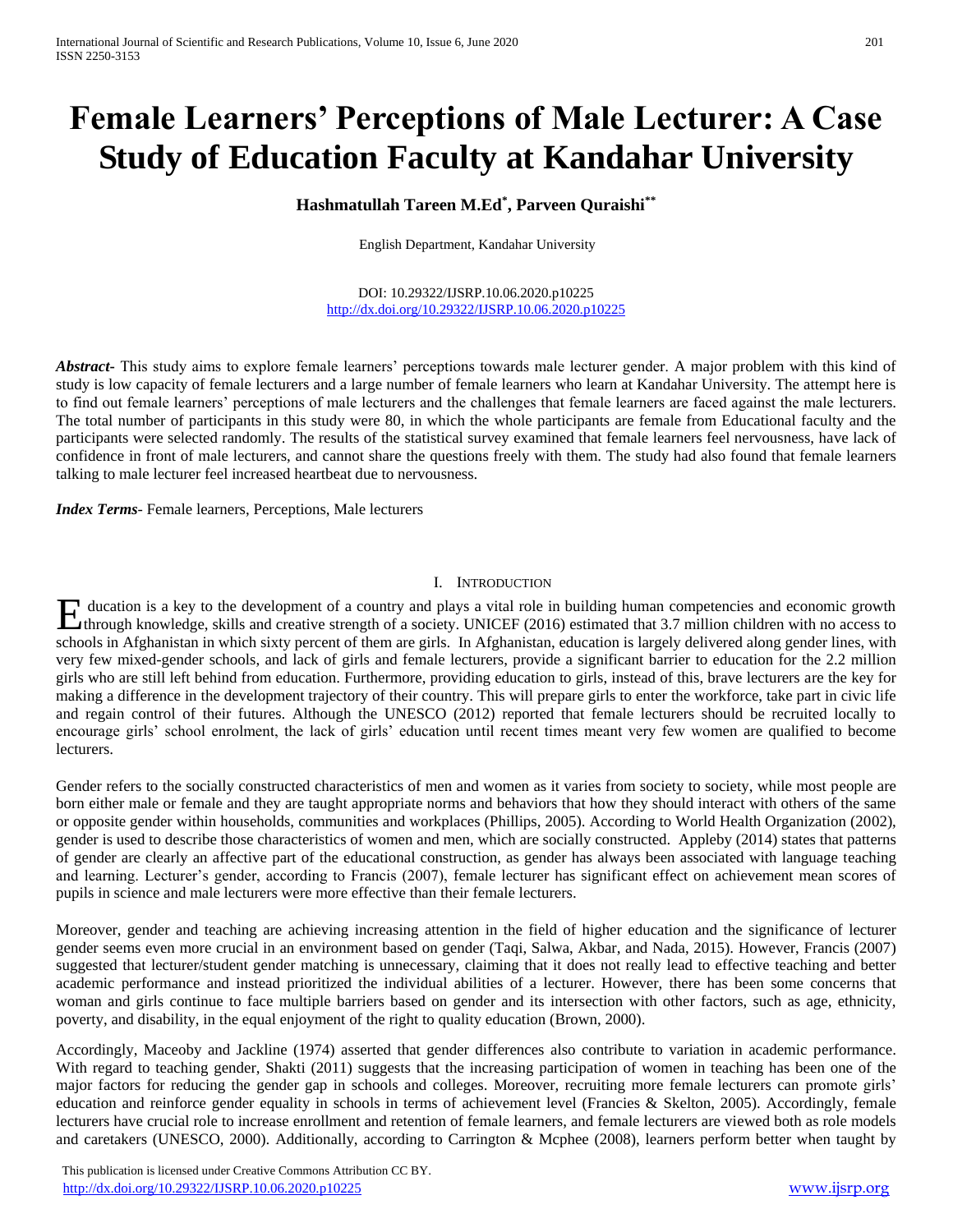# Female Learners' Perceptions of Male Lecturer: A Case Study of Education Faculty at Kandahar University

**Hashmatullah Tareen M.Ed[*], Parveen Quraishi[**]**

English Department, Kandahar University

DOI: 10.29322/IJSRP.10.06.2020.p10225
http://dx.doi.org/10.29322/IJSRP.10.06.2020.p10225

***Abstract***- This study aims to explore female learners' perceptions towards male lecturer gender. A major problem with this kind of study is low capacity of female lecturers and a large number of female learners who learn at Kandahar University. The attempt here is to find out female learners' perceptions of male lecturers and the challenges that female learners are faced against the male lecturers. The total number of participants in this study were 80, in which the whole participants are female from Educational faculty and the participants were selected randomly. The results of the statistical survey examined that female learners feel nervousness, have lack of confidence in front of male lecturers, and cannot share the questions freely with them. The study had also found that female learners talking to male lecturer feel increased heartbeat due to nervousness.

***Index Terms***- Female learners, Perceptions, Male lecturers

## I. Introduction

Education is a key to the development of a country and plays a vital role in building human competencies and economic growth through knowledge, skills and creative strength of a society. UNICEF (2016) estimated that 3.7 million children with no access to schools in Afghanistan in which sixty percent of them are girls. In Afghanistan, education is largely delivered along gender lines, with very few mixed-gender schools, and lack of girls and female lecturers, provide a significant barrier to education for the 2.2 million girls who are still left behind from education. Furthermore, providing education to girls, instead of this, brave lecturers are the key for making a difference in the development trajectory of their country. This will prepare girls to enter the workforce, take part in civic life and regain control of their futures. Although the UNESCO (2012) reported that female lecturers should be recruited locally to encourage girls' school enrolment, the lack of girls' education until recent times meant very few women are qualified to become lecturers.

Gender refers to the socially constructed characteristics of men and women as it varies from society to society, while most people are born either male or female and they are taught appropriate norms and behaviors that how they should interact with others of the same or opposite gender within households, communities and workplaces (Phillips, 2005). According to World Health Organization (2002), gender is used to describe those characteristics of women and men, which are socially constructed. Appleby (2014) states that patterns of gender are clearly an affective part of the educational construction, as gender has always been associated with language teaching and learning. Lecturer's gender, according to Francis (2007), female lecturer has significant effect on achievement mean scores of pupils in science and male lecturers were more effective than their female lecturers.

Moreover, gender and teaching are achieving increasing attention in the field of higher education and the significance of lecturer gender seems even more crucial in an environment based on gender (Taqi, Salwa, Akbar, and Nada, 2015). However, Francis (2007) suggested that lecturer/student gender matching is unnecessary, claiming that it does not really lead to effective teaching and better academic performance and instead prioritized the individual abilities of a lecturer. However, there has been some concerns that woman and girls continue to face multiple barriers based on gender and its intersection with other factors, such as age, ethnicity, poverty, and disability, in the equal enjoyment of the right to quality education (Brown, 2000).

Accordingly, Maceoby and Jackline (1974) asserted that gender differences also contribute to variation in academic performance. With regard to teaching gender, Shakti (2011) suggests that the increasing participation of women in teaching has been one of the major factors for reducing the gender gap in schools and colleges. Moreover, recruiting more female lecturers can promote girls' education and reinforce gender equality in schools in terms of achievement level (Francies & Skelton, 2005). Accordingly, female lecturers have crucial role to increase enrollment and retention of female learners, and female lecturers are viewed both as role models and caretakers (UNESCO, 2000). Additionally, according to Carrington & Mcphee (2008), learners perform better when taught by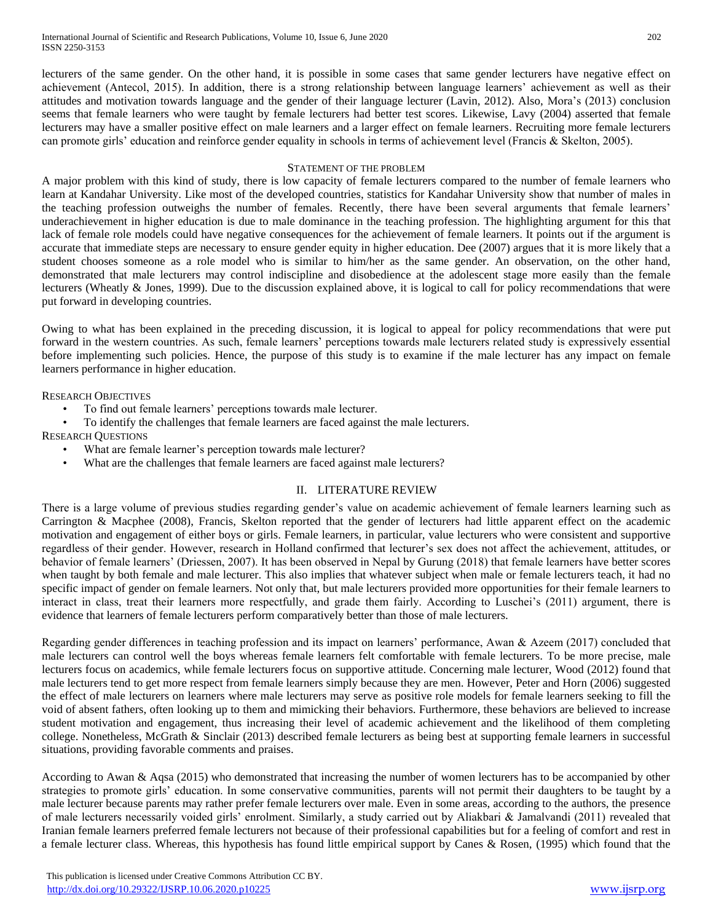lecturers of the same gender. On the other hand, it is possible in some cases that same gender lecturers have negative effect on achievement (Antecol, 2015). In addition, there is a strong relationship between language learners' achievement as well as their attitudes and motivation towards language and the gender of their language lecturer (Lavin, 2012). Also, Mora's (2013) conclusion seems that female learners who were taught by female lecturers had better test scores. Likewise, Lavy (2004) asserted that female lecturers may have a smaller positive effect on male learners and a larger effect on female learners. Recruiting more female lecturers can promote girls' education and reinforce gender equality in schools in terms of achievement level (Francis & Skelton, 2005).

### Statement of the Problem

A major problem with this kind of study, there is low capacity of female lecturers compared to the number of female learners who learn at Kandahar University. Like most of the developed countries, statistics for Kandahar University show that number of males in the teaching profession outweighs the number of females. Recently, there have been several arguments that female learners' underachievement in higher education is due to male dominance in the teaching profession. The highlighting argument for this that lack of female role models could have negative consequences for the achievement of female learners. It points out if the argument is accurate that immediate steps are necessary to ensure gender equity in higher education. Dee (2007) argues that it is more likely that a student chooses someone as a role model who is similar to him/her as the same gender. An observation, on the other hand, demonstrated that male lecturers may control indiscipline and disobedience at the adolescent stage more easily than the female lecturers (Wheatly & Jones, 1999). Due to the discussion explained above, it is logical to call for policy recommendations that were put forward in developing countries.

Owing to what has been explained in the preceding discussion, it is logical to appeal for policy recommendations that were put forward in the western countries. As such, female learners' perceptions towards male lecturers related study is expressively essential before implementing such policies. Hence, the purpose of this study is to examine if the male lecturer has any impact on female learners performance in higher education.

### Research Objectives

- To find out female learners' perceptions towards male lecturer.
- To identify the challenges that female learners are faced against the male lecturers.

### Research Questions

- What are female learner's perception towards male lecturer?
- What are the challenges that female learners are faced against male lecturers?

## II. Literature Review

There is a large volume of previous studies regarding gender's value on academic achievement of female learners learning such as Carrington & Macphee (2008), Francis, Skelton reported that the gender of lecturers had little apparent effect on the academic motivation and engagement of either boys or girls. Female learners, in particular, value lecturers who were consistent and supportive regardless of their gender. However, research in Holland confirmed that lecturer's sex does not affect the achievement, attitudes, or behavior of female learners' (Driessen, 2007). It has been observed in Nepal by Gurung (2018) that female learners have better scores when taught by both female and male lecturer. This also implies that whatever subject when male or female lecturers teach, it had no specific impact of gender on female learners. Not only that, but male lecturers provided more opportunities for their female learners to interact in class, treat their learners more respectfully, and grade them fairly. According to Luschei's (2011) argument, there is evidence that learners of female lecturers perform comparatively better than those of male lecturers.

Regarding gender differences in teaching profession and its impact on learners' performance, Awan & Azeem (2017) concluded that male lecturers can control well the boys whereas female learners felt comfortable with female lecturers. To be more precise, male lecturers focus on academics, while female lecturers focus on supportive attitude. Concerning male lecturer, Wood (2012) found that male lecturers tend to get more respect from female learners simply because they are men. However, Peter and Horn (2006) suggested the effect of male lecturers on learners where male lecturers may serve as positive role models for female learners seeking to fill the void of absent fathers, often looking up to them and mimicking their behaviors. Furthermore, these behaviors are believed to increase student motivation and engagement, thus increasing their level of academic achievement and the likelihood of them completing college. Nonetheless, McGrath & Sinclair (2013) described female lecturers as being best at supporting female learners in successful situations, providing favorable comments and praises.

According to Awan & Aqsa (2015) who demonstrated that increasing the number of women lecturers has to be accompanied by other strategies to promote girls' education. In some conservative communities, parents will not permit their daughters to be taught by a male lecturer because parents may rather prefer female lecturers over male. Even in some areas, according to the authors, the presence of male lecturers necessarily voided girls' enrolment. Similarly, a study carried out by Aliakbari & Jamalvandi (2011) revealed that Iranian female learners preferred female lecturers not because of their professional capabilities but for a feeling of comfort and rest in a female lecturer class. Whereas, this hypothesis has found little empirical support by Canes & Rosen, (1995) which found that the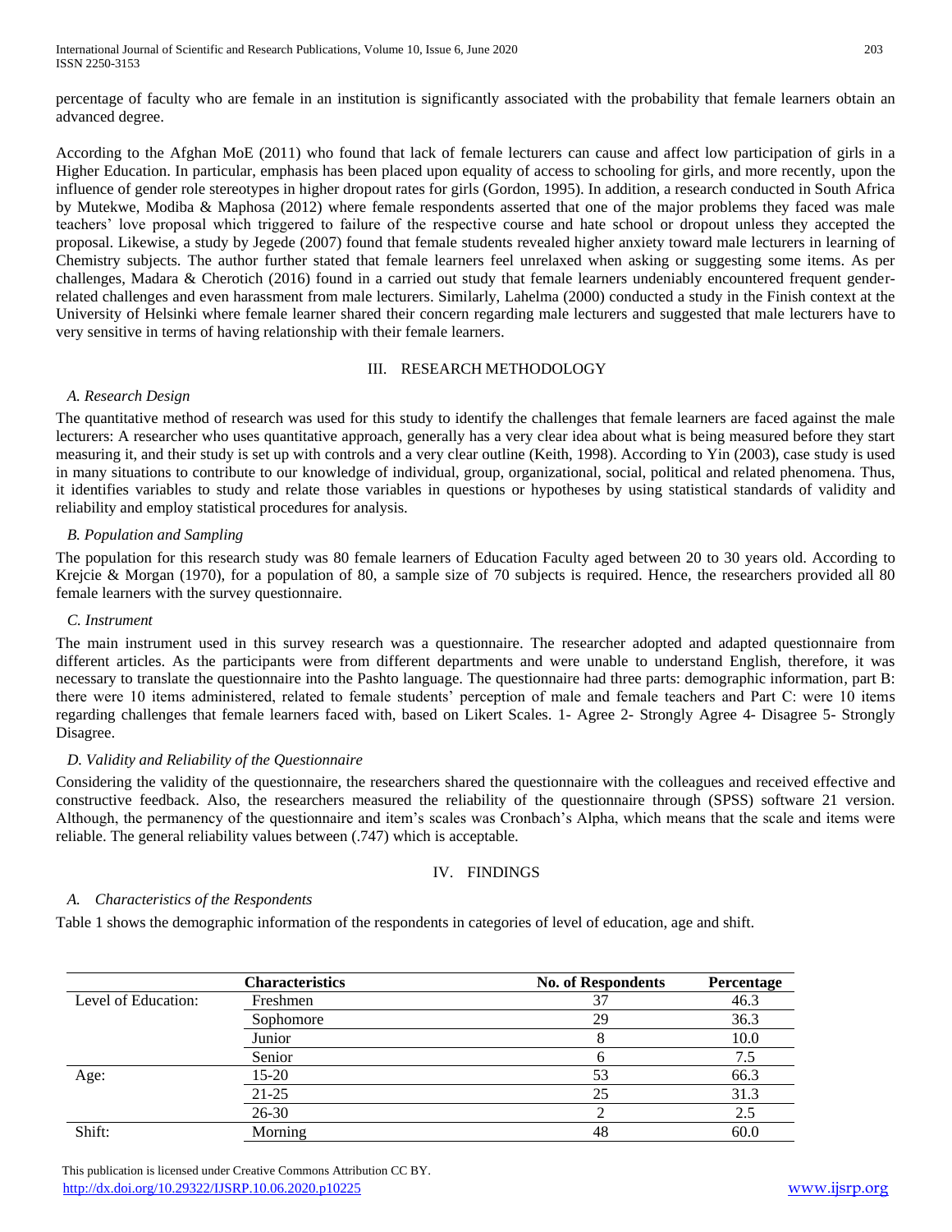percentage of faculty who are female in an institution is significantly associated with the probability that female learners obtain an advanced degree.

According to the Afghan MoE (2011) who found that lack of female lecturers can cause and affect low participation of girls in a Higher Education. In particular, emphasis has been placed upon equality of access to schooling for girls, and more recently, upon the influence of gender role stereotypes in higher dropout rates for girls (Gordon, 1995). In addition, a research conducted in South Africa by Mutekwe, Modiba & Maphosa (2012) where female respondents asserted that one of the major problems they faced was male teachers' love proposal which triggered to failure of the respective course and hate school or dropout unless they accepted the proposal. Likewise, a study by Jegede (2007) found that female students revealed higher anxiety toward male lecturers in learning of Chemistry subjects. The author further stated that female learners feel unrelaxed when asking or suggesting some items. As per challenges, Madara & Cherotich (2016) found in a carried out study that female learners undeniably encountered frequent gender-related challenges and even harassment from male lecturers. Similarly, Lahelma (2000) conducted a study in the Finish context at the University of Helsinki where female learner shared their concern regarding male lecturers and suggested that male lecturers have to very sensitive in terms of having relationship with their female learners.

## III. RESEARCH METHODOLOGY

### *A. Research Design*

The quantitative method of research was used for this study to identify the challenges that female learners are faced against the male lecturers: A researcher who uses quantitative approach, generally has a very clear idea about what is being measured before they start measuring it, and their study is set up with controls and a very clear outline (Keith, 1998). According to Yin (2003), case study is used in many situations to contribute to our knowledge of individual, group, organizational, social, political and related phenomena. Thus, it identifies variables to study and relate those variables in questions or hypotheses by using statistical standards of validity and reliability and employ statistical procedures for analysis.

### *B. Population and Sampling*

The population for this research study was 80 female learners of Education Faculty aged between 20 to 30 years old. According to Krejcie & Morgan (1970), for a population of 80, a sample size of 70 subjects is required. Hence, the researchers provided all 80 female learners with the survey questionnaire.

### *C. Instrument*

The main instrument used in this survey research was a questionnaire. The researcher adopted and adapted questionnaire from different articles. As the participants were from different departments and were unable to understand English, therefore, it was necessary to translate the questionnaire into the Pashto language. The questionnaire had three parts: demographic information, part B: there were 10 items administered, related to female students' perception of male and female teachers and Part C: were 10 items regarding challenges that female learners faced with, based on Likert Scales. 1- Agree 2- Strongly Agree 4- Disagree 5- Strongly Disagree.

### *D. Validity and Reliability of the Questionnaire*

Considering the validity of the questionnaire, the researchers shared the questionnaire with the colleagues and received effective and constructive feedback. Also, the researchers measured the reliability of the questionnaire through (SPSS) software 21 version. Although, the permanency of the questionnaire and item's scales was Cronbach's Alpha, which means that the scale and items were reliable. The general reliability values between (.747) which is acceptable.

## IV. FINDINGS

### *A. Characteristics of the Respondents*

Table 1 shows the demographic information of the respondents in categories of level of education, age and shift.

| | Characteristics | No. of Respondents | Percentage |
|---|---|---|---|
| Level of Education: | Freshmen | 37 | 46.3 |
| | Sophomore | 29 | 36.3 |
| | Junior | 8 | 10.0 |
| | Senior | 6 | 7.5 |
| Age: | 15-20 | 53 | 66.3 |
| | 21-25 | 25 | 31.3 |
| | 26-30 | 2 | 2.5 |
| Shift: | Morning | 48 | 60.0 |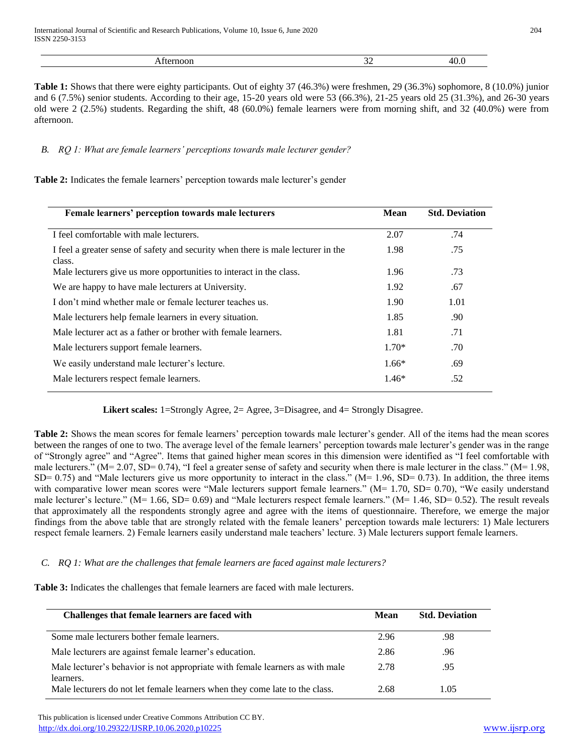| Afternoon | 32 | 40.0 |
|---|---|---|

**Table 1:** Shows that there were eighty participants. Out of eighty 37 (46.3%) were freshmen, 29 (36.3%) sophomore, 8 (10.0%) junior and 6 (7.5%) senior students. According to their age, 15-20 years old were 53 (66.3%), 21-25 years old 25 (31.3%), and 26-30 years old were 2 (2.5%) students. Regarding the shift, 48 (60.0%) female learners were from morning shift, and 32 (40.0%) were from afternoon.

### *B. RQ 1: What are female learners' perceptions towards male lecturer gender?*

**Table 2:** Indicates the female learners' perception towards male lecturer's gender

| Female learners' perception towards male lecturers | Mean | Std. Deviation |
|---|---|---|
| I feel comfortable with male lecturers. | 2.07 | .74 |
| I feel a greater sense of safety and security when there is male lecturer in the class. | 1.98 | .75 |
| Male lecturers give us more opportunities to interact in the class. | 1.96 | .73 |
| We are happy to have male lecturers at University. | 1.92 | .67 |
| I don't mind whether male or female lecturer teaches us. | 1.90 | 1.01 |
| Male lecturers help female learners in every situation. | 1.85 | .90 |
| Male lecturer act as a father or brother with female learners. | 1.81 | .71 |
| Male lecturers support female learners. | 1.70* | .70 |
| We easily understand male lecturer's lecture. | 1.66* | .69 |
| Male lecturers respect female learners. | 1.46* | .52 |

**Likert scales:** 1=Strongly Agree, 2= Agree, 3=Disagree, and 4= Strongly Disagree.

**Table 2:** Shows the mean scores for female learners' perception towards male lecturer's gender. All of the items had the mean scores between the ranges of one to two. The average level of the female learners' perception towards male lecturer's gender was in the range of "Strongly agree" and "Agree". Items that gained higher mean scores in this dimension were identified as "I feel comfortable with male lecturers." (M= 2.07, SD= 0.74), "I feel a greater sense of safety and security when there is male lecturer in the class." (M= 1.98, SD= 0.75) and "Male lecturers give us more opportunity to interact in the class." (M= 1.96, SD= 0.73). In addition, the three items with comparative lower mean scores were "Male lecturers support female learners." (M= 1.70, SD= 0.70), "We easily understand male lecturer's lecture." (M= 1.66, SD= 0.69) and "Male lecturers respect female learners." (M= 1.46, SD= 0.52). The result reveals that approximately all the respondents strongly agree and agree with the items of questionnaire. Therefore, we emerge the major findings from the above table that are strongly related with the female leaners' perception towards male lecturers: 1) Male lecturers respect female learners. 2) Female learners easily understand male teachers' lecture. 3) Male lecturers support female learners.

### *C. RQ 1: What are the challenges that female learners are faced against male lecturers?*

**Table 3:** Indicates the challenges that female learners are faced with male lecturers.

| Challenges that female learners are faced with | Mean | Std. Deviation |
|---|---|---|
| Some male lecturers bother female learners. | 2.96 | .98 |
| Male lecturers are against female learner's education. | 2.86 | .96 |
| Male lecturer's behavior is not appropriate with female learners as with male learners. | 2.78 | .95 |
| Male lecturers do not let female learners when they come late to the class. | 2.68 | 1.05 |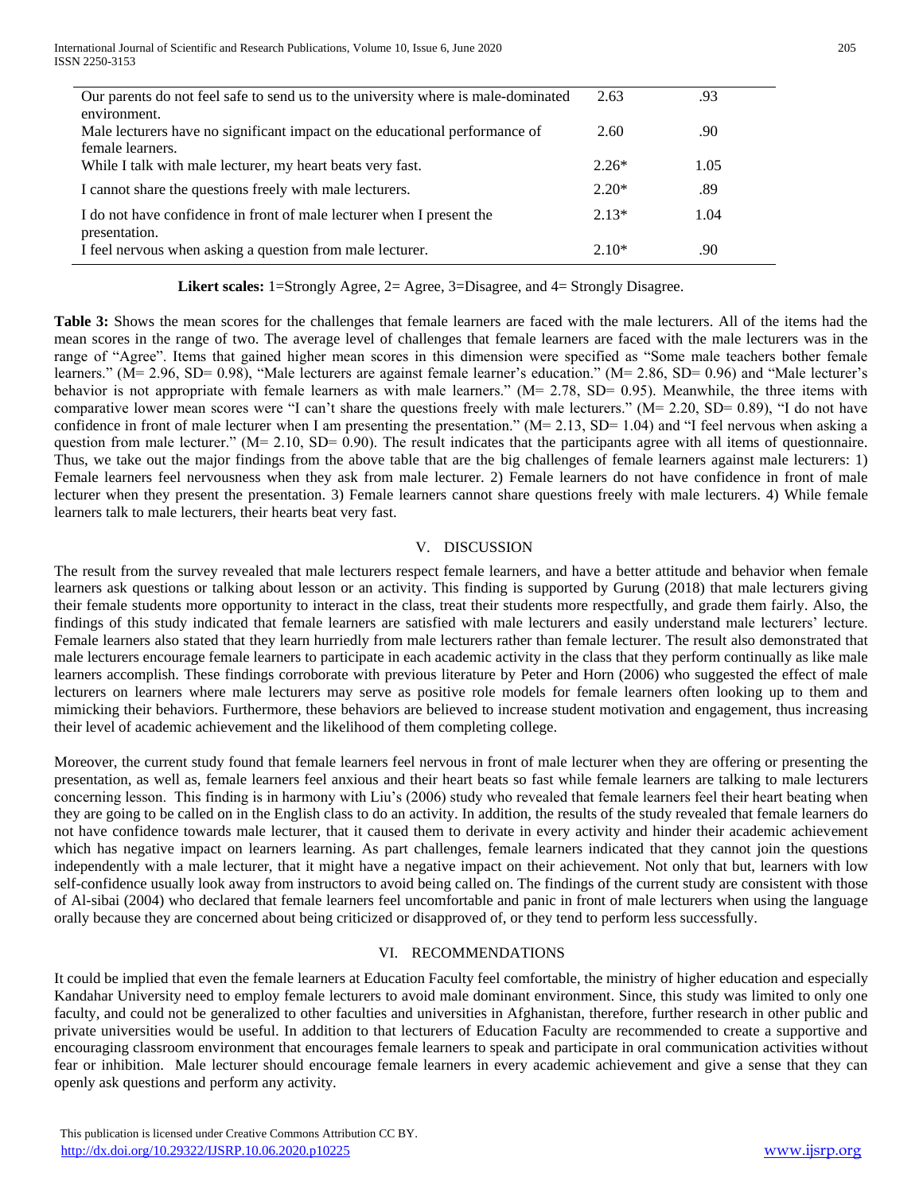| | | |
|---|---|---|
| Our parents do not feel safe to send us to the university where is male-dominated environment. | 2.63 | .93 |
| Male lecturers have no significant impact on the educational performance of female learners. | 2.60 | .90 |
| While I talk with male lecturer, my heart beats very fast. | 2.26* | 1.05 |
| I cannot share the questions freely with male lecturers. | 2.20* | .89 |
| I do not have confidence in front of male lecturer when I present the presentation. | 2.13* | 1.04 |
| I feel nervous when asking a question from male lecturer. | 2.10* | .90 |

**Likert scales:** 1=Strongly Agree, 2= Agree, 3=Disagree, and 4= Strongly Disagree.

**Table 3:** Shows the mean scores for the challenges that female learners are faced with the male lecturers. All of the items had the mean scores in the range of two. The average level of challenges that female learners are faced with the male lecturers was in the range of "Agree". Items that gained higher mean scores in this dimension were specified as "Some male teachers bother female learners." (M= 2.96, SD= 0.98), "Male lecturers are against female learner's education." (M= 2.86, SD= 0.96) and "Male lecturer's behavior is not appropriate with female learners as with male learners." (M= 2.78, SD= 0.95). Meanwhile, the three items with comparative lower mean scores were "I can't share the questions freely with male lecturers." (M= 2.20, SD= 0.89), "I do not have confidence in front of male lecturer when I am presenting the presentation." (M= 2.13, SD= 1.04) and "I feel nervous when asking a question from male lecturer." (M= 2.10, SD= 0.90). The result indicates that the participants agree with all items of questionnaire. Thus, we take out the major findings from the above table that are the big challenges of female learners against male lecturers: 1) Female learners feel nervousness when they ask from male lecturer. 2) Female learners do not have confidence in front of male lecturer when they present the presentation. 3) Female learners cannot share questions freely with male lecturers. 4) While female learners talk to male lecturers, their hearts beat very fast.

## V. DISCUSSION

The result from the survey revealed that male lecturers respect female learners, and have a better attitude and behavior when female learners ask questions or talking about lesson or an activity. This finding is supported by Gurung (2018) that male lecturers giving their female students more opportunity to interact in the class, treat their students more respectfully, and grade them fairly. Also, the findings of this study indicated that female learners are satisfied with male lecturers and easily understand male lecturers' lecture. Female learners also stated that they learn hurriedly from male lecturers rather than female lecturer. The result also demonstrated that male lecturers encourage female learners to participate in each academic activity in the class that they perform continually as like male learners accomplish. These findings corroborate with previous literature by Peter and Horn (2006) who suggested the effect of male lecturers on learners where male lecturers may serve as positive role models for female learners often looking up to them and mimicking their behaviors. Furthermore, these behaviors are believed to increase student motivation and engagement, thus increasing their level of academic achievement and the likelihood of them completing college.

Moreover, the current study found that female learners feel nervous in front of male lecturer when they are offering or presenting the presentation, as well as, female learners feel anxious and their heart beats so fast while female learners are talking to male lecturers concerning lesson. This finding is in harmony with Liu's (2006) study who revealed that female learners feel their heart beating when they are going to be called on in the English class to do an activity. In addition, the results of the study revealed that female learners do not have confidence towards male lecturer, that it caused them to derivate in every activity and hinder their academic achievement which has negative impact on learners learning. As part challenges, female learners indicated that they cannot join the questions independently with a male lecturer, that it might have a negative impact on their achievement. Not only that but, learners with low self-confidence usually look away from instructors to avoid being called on. The findings of the current study are consistent with those of Al-sibai (2004) who declared that female learners feel uncomfortable and panic in front of male lecturers when using the language orally because they are concerned about being criticized or disapproved of, or they tend to perform less successfully.

## VI. RECOMMENDATIONS

It could be implied that even the female learners at Education Faculty feel comfortable, the ministry of higher education and especially Kandahar University need to employ female lecturers to avoid male dominant environment. Since, this study was limited to only one faculty, and could not be generalized to other faculties and universities in Afghanistan, therefore, further research in other public and private universities would be useful. In addition to that lecturers of Education Faculty are recommended to create a supportive and encouraging classroom environment that encourages female learners to speak and participate in oral communication activities without fear or inhibition. Male lecturer should encourage female learners in every academic achievement and give a sense that they can openly ask questions and perform any activity.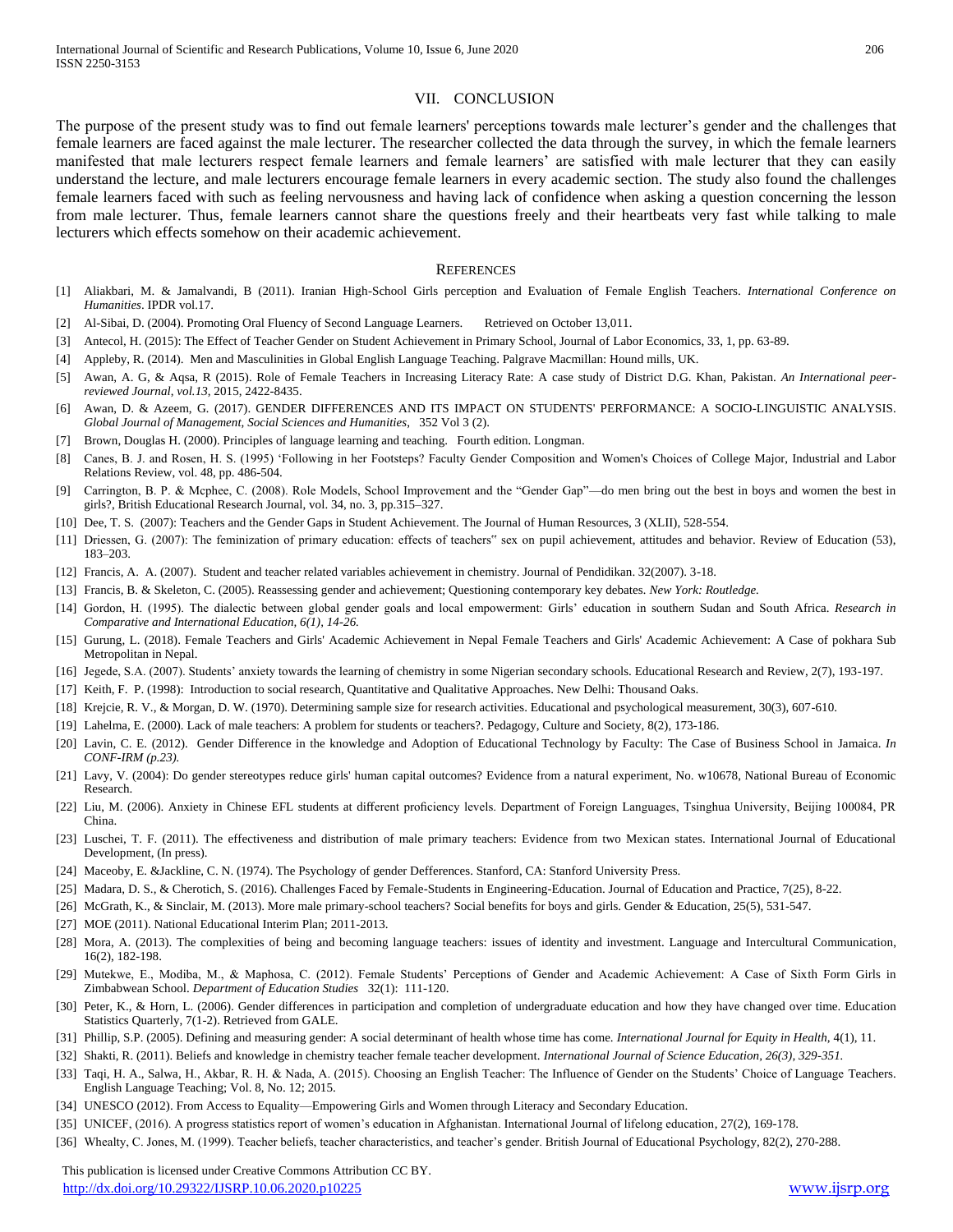## VII. CONCLUSION

The purpose of the present study was to find out female learners' perceptions towards male lecturer's gender and the challenges that female learners are faced against the male lecturer. The researcher collected the data through the survey, in which the female learners manifested that male lecturers respect female learners and female learners' are satisfied with male lecturer that they can easily understand the lecture, and male lecturers encourage female learners in every academic section. The study also found the challenges female learners faced with such as feeling nervousness and having lack of confidence when asking a question concerning the lesson from male lecturer. Thus, female learners cannot share the questions freely and their heartbeats very fast while talking to male lecturers which effects somehow on their academic achievement.

## REFERENCES

[1] Aliakbari, M. & Jamalvandi, B (2011). Iranian High-School Girls perception and Evaluation of Female English Teachers. *International Conference on Humanities*. IPDR vol.17.

[2] Al-Sibai, D. (2004). Promoting Oral Fluency of Second Language Learners. Retrieved on October 13,011.

[3] Antecol, H. (2015): The Effect of Teacher Gender on Student Achievement in Primary School, Journal of Labor Economics, 33, 1, pp. 63-89.

[4] Appleby, R. (2014). Men and Masculinities in Global English Language Teaching. Palgrave Macmillan: Hound mills, UK.

[5] Awan, A. G, & Aqsa, R (2015). Role of Female Teachers in Increasing Literacy Rate: A case study of District D.G. Khan, Pakistan. *An International peer-reviewed Journal, vol.13*, 2015, 2422-8435.

[6] Awan, D. & Azeem, G. (2017). GENDER DIFFERENCES AND ITS IMPACT ON STUDENTS' PERFORMANCE: A SOCIO-LINGUISTIC ANALYSIS. *Global Journal of Management, Social Sciences and Humanities*, 352 Vol 3 (2).

[7] Brown, Douglas H. (2000). Principles of language learning and teaching. Fourth edition. Longman.

[8] Canes, B. J. and Rosen, H. S. (1995) 'Following in her Footsteps? Faculty Gender Composition and Women's Choices of College Major, Industrial and Labor Relations Review, vol. 48, pp. 486-504.

[9] Carrington, B. P. & Mcphee, C. (2008). Role Models, School Improvement and the "Gender Gap"—do men bring out the best in boys and women the best in girls?, British Educational Research Journal, vol. 34, no. 3, pp.315–327.

[10] Dee, T. S. (2007): Teachers and the Gender Gaps in Student Achievement. The Journal of Human Resources, 3 (XLII), 528-554.

[11] Driessen, G. (2007): The feminization of primary education: effects of teachers" sex on pupil achievement, attitudes and behavior. Review of Education (53), 183–203.

[12] Francis, A. A. (2007). Student and teacher related variables achievement in chemistry. Journal of Pendidikan. 32(2007). 3-18.

[13] Francis, B. & Skeleton, C. (2005). Reassessing gender and achievement; Questioning contemporary key debates. *New York: Routledge.*

[14] Gordon, H. (1995). The dialectic between global gender goals and local empowerment: Girls' education in southern Sudan and South Africa. *Research in Comparative and International Education, 6(1), 14-26.*

[15] Gurung, L. (2018). Female Teachers and Girls' Academic Achievement in Nepal Female Teachers and Girls' Academic Achievement: A Case of pokhara Sub Metropolitan in Nepal.

[16] Jegede, S.A. (2007). Students' anxiety towards the learning of chemistry in some Nigerian secondary schools. Educational Research and Review, 2(7), 193-197.

[17] Keith, F. P. (1998): Introduction to social research, Quantitative and Qualitative Approaches. New Delhi: Thousand Oaks.

[18] Krejcie, R. V., & Morgan, D. W. (1970). Determining sample size for research activities. Educational and psychological measurement, 30(3), 607-610.

[19] Lahelma, E. (2000). Lack of male teachers: A problem for students or teachers?. Pedagogy, Culture and Society, 8(2), 173-186.

[20] Lavin, C. E. (2012). Gender Difference in the knowledge and Adoption of Educational Technology by Faculty: The Case of Business School in Jamaica. *In CONF-IRM (p.23).*

[21] Lavy, V. (2004): Do gender stereotypes reduce girls' human capital outcomes? Evidence from a natural experiment, No. w10678, National Bureau of Economic Research.

[22] Liu, M. (2006). Anxiety in Chinese EFL students at different proficiency levels. Department of Foreign Languages, Tsinghua University, Beijing 100084, PR China.

[23] Luschei, T. F. (2011). The effectiveness and distribution of male primary teachers: Evidence from two Mexican states. International Journal of Educational Development, (In press).

[24] Maceoby, E. &Jackline, C. N. (1974). The Psychology of gender Defferences. Stanford, CA: Stanford University Press.

[25] Madara, D. S., & Cherotich, S. (2016). Challenges Faced by Female-Students in Engineering-Education. Journal of Education and Practice, 7(25), 8-22.

[26] McGrath, K., & Sinclair, M. (2013). More male primary-school teachers? Social benefits for boys and girls. Gender & Education, 25(5), 531-547.

[27] MOE (2011). National Educational Interim Plan; 2011-2013.

[28] Mora, A. (2013). The complexities of being and becoming language teachers: issues of identity and investment. Language and Intercultural Communication, 16(2), 182-198.

[29] Mutekwe, E., Modiba, M., & Maphosa, C. (2012). Female Students' Perceptions of Gender and Academic Achievement: A Case of Sixth Form Girls in Zimbabwean School. *Department of Education Studies* 32(1): 111-120.

[30] Peter, K., & Horn, L. (2006). Gender differences in participation and completion of undergraduate education and how they have changed over time. Education Statistics Quarterly, 7(1-2). Retrieved from GALE.

[31] Phillip, S.P. (2005). Defining and measuring gender: A social determinant of health whose time has come. *International Journal for Equity in Health,* 4(1), 11.

[32] Shakti, R. (2011). Beliefs and knowledge in chemistry teacher female teacher development. *International Journal of Science Education, 26(3), 329-351.*

[33] Taqi, H. A., Salwa, H., Akbar, R. H. & Nada, A. (2015). Choosing an English Teacher: The Influence of Gender on the Students' Choice of Language Teachers. English Language Teaching; Vol. 8, No. 12; 2015.

[34] UNESCO (2012). From Access to Equality—Empowering Girls and Women through Literacy and Secondary Education.

[35] UNICEF, (2016). A progress statistics report of women's education in Afghanistan. International Journal of lifelong education, 27(2), 169-178.

[36] Whealty, C. Jones, M. (1999). Teacher beliefs, teacher characteristics, and teacher's gender. British Journal of Educational Psychology, 82(2), 270-288.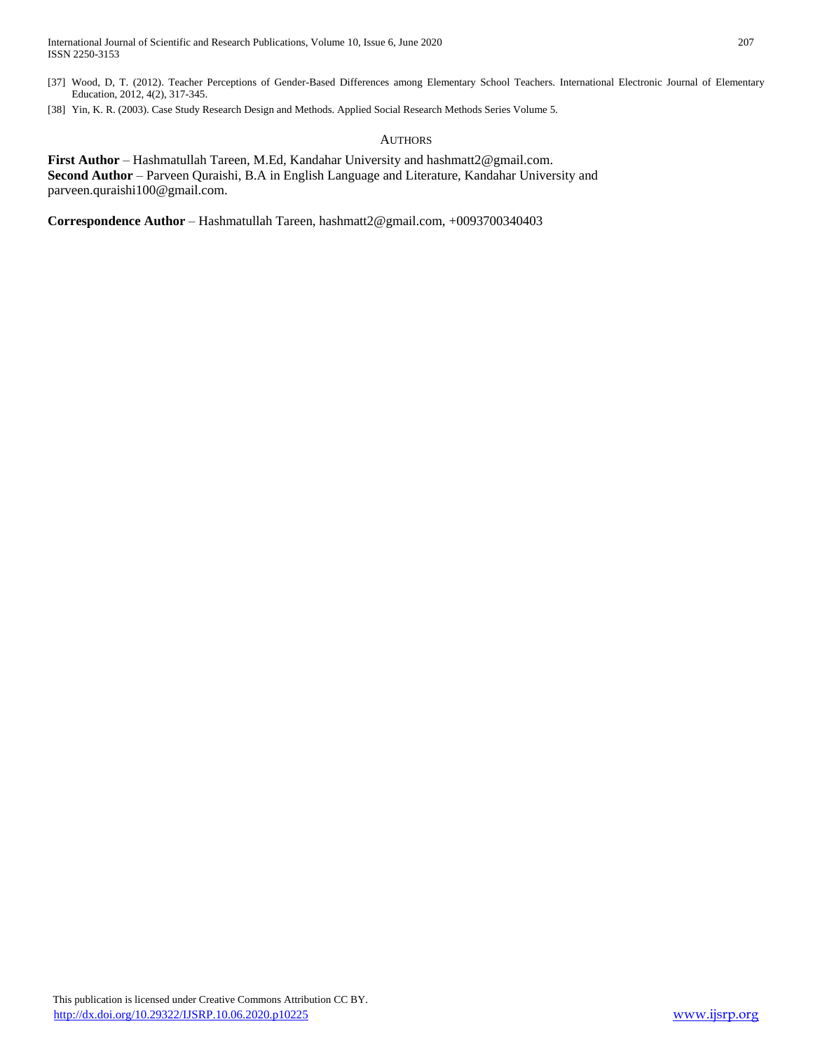[37] Wood, D, T. (2012). Teacher Perceptions of Gender-Based Differences among Elementary School Teachers. International Electronic Journal of Elementary Education, 2012, 4(2), 317-345.

[38] Yin, K. R. (2003). Case Study Research Design and Methods. Applied Social Research Methods Series Volume 5.

## AUTHORS

**First Author** – Hashmatullah Tareen, M.Ed, Kandahar University and hashmatt2@gmail.com.
**Second Author** – Parveen Quraishi, B.A in English Language and Literature, Kandahar University and parveen.quraishi100@gmail.com.

**Correspondence Author** – Hashmatullah Tareen, hashmatt2@gmail.com, +0093700340403

This publication is licensed under Creative Commons Attribution CC BY.
http://dx.doi.org/10.29322/IJSRP.10.06.2020.p10225